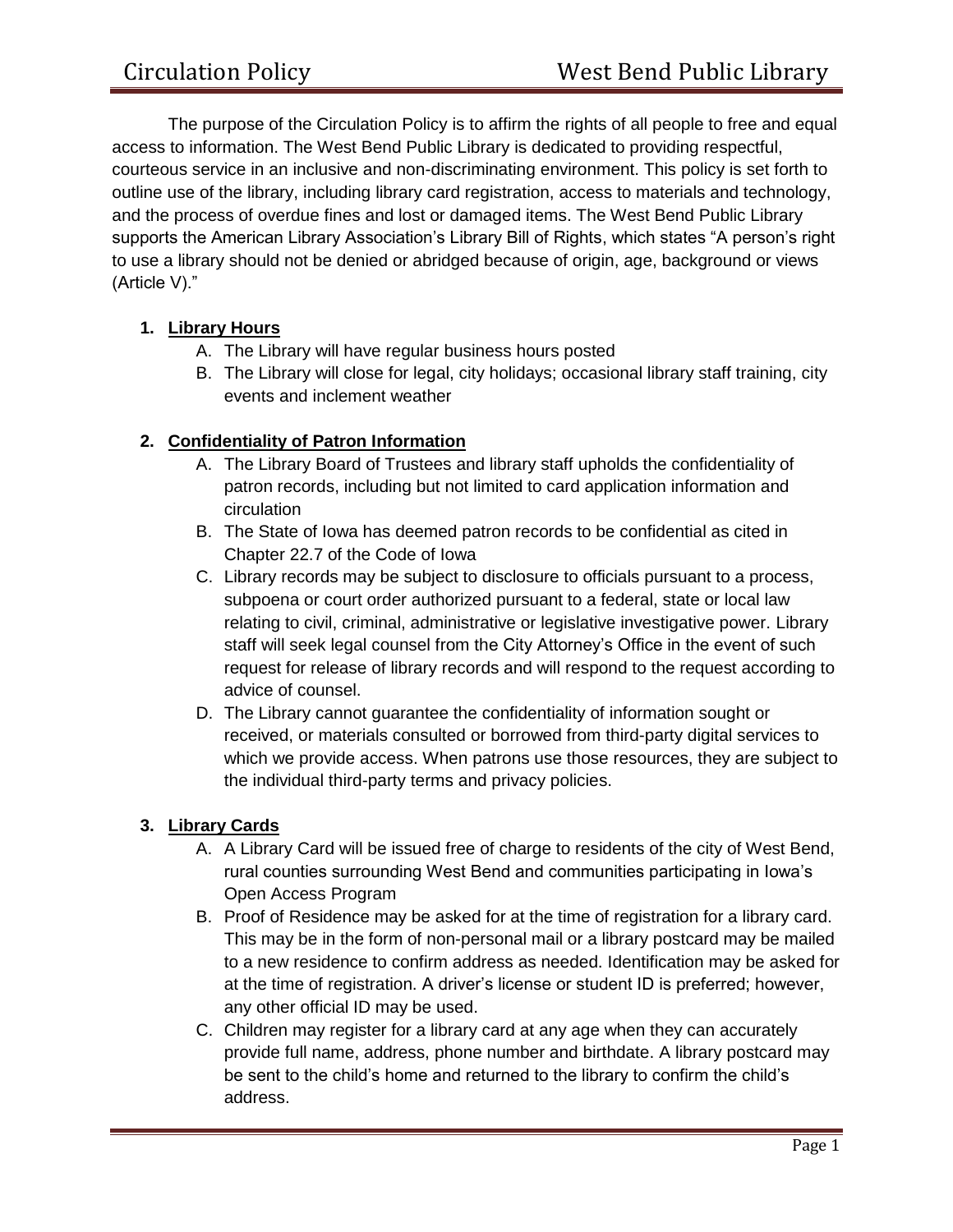The purpose of the Circulation Policy is to affirm the rights of all people to free and equal access to information. The West Bend Public Library is dedicated to providing respectful, courteous service in an inclusive and non-discriminating environment. This policy is set forth to outline use of the library, including library card registration, access to materials and technology, and the process of overdue fines and lost or damaged items. The West Bend Public Library supports the American Library Association's Library Bill of Rights, which states "A person's right to use a library should not be denied or abridged because of origin, age, background or views (Article V)."

1. **<u>Library Hours</u>**
   A. The Library will have regular business hours posted
   B. The Library will close for legal, city holidays; occasional library staff training, city events and inclement weather

2. **<u>Confidentiality of Patron Information</u>**
   A. The Library Board of Trustees and library staff upholds the confidentiality of patron records, including but not limited to card application information and circulation
   B. The State of Iowa has deemed patron records to be confidential as cited in Chapter 22.7 of the Code of Iowa
   C. Library records may be subject to disclosure to officials pursuant to a process, subpoena or court order authorized pursuant to a federal, state or local law relating to civil, criminal, administrative or legislative investigative power. Library staff will seek legal counsel from the City Attorney's Office in the event of such request for release of library records and will respond to the request according to advice of counsel.
   D. The Library cannot guarantee the confidentiality of information sought or received, or materials consulted or borrowed from third-party digital services to which we provide access. When patrons use those resources, they are subject to the individual third-party terms and privacy policies.

3. **<u>Library Cards</u>**
   A. A Library Card will be issued free of charge to residents of the city of West Bend, rural counties surrounding West Bend and communities participating in Iowa's Open Access Program
   B. Proof of Residence may be asked for at the time of registration for a library card. This may be in the form of non-personal mail or a library postcard may be mailed to a new residence to confirm address as needed. Identification may be asked for at the time of registration. A driver's license or student ID is preferred; however, any other official ID may be used.
   C. Children may register for a library card at any age when they can accurately provide full name, address, phone number and birthdate. A library postcard may be sent to the child's home and returned to the library to confirm the child's address.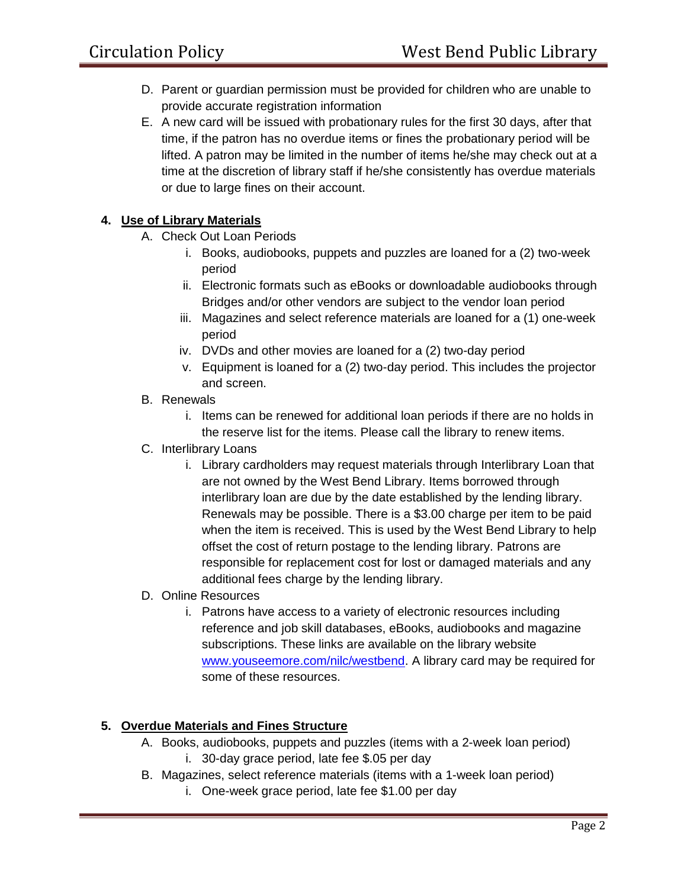D. Parent or guardian permission must be provided for children who are unable to provide accurate registration information

E. A new card will be issued with probationary rules for the first 30 days, after that time, if the patron has no overdue items or fines the probationary period will be lifted. A patron may be limited in the number of items he/she may check out at a time at the discretion of library staff if he/she consistently has overdue materials or due to large fines on their account.

## 4. Use of Library Materials

A. Check Out Loan Periods

   i. Books, audiobooks, puppets and puzzles are loaned for a (2) two-week period

   ii. Electronic formats such as eBooks or downloadable audiobooks through Bridges and/or other vendors are subject to the vendor loan period

   iii. Magazines and select reference materials are loaned for a (1) one-week period

   iv. DVDs and other movies are loaned for a (2) two-day period

   v. Equipment is loaned for a (2) two-day period. This includes the projector and screen.

B. Renewals

   i. Items can be renewed for additional loan periods if there are no holds in the reserve list for the items. Please call the library to renew items.

C. Interlibrary Loans

   i. Library cardholders may request materials through Interlibrary Loan that are not owned by the West Bend Library. Items borrowed through interlibrary loan are due by the date established by the lending library. Renewals may be possible. There is a $3.00 charge per item to be paid when the item is received. This is used by the West Bend Library to help offset the cost of return postage to the lending library. Patrons are responsible for replacement cost for lost or damaged materials and any additional fees charge by the lending library.

D. Online Resources

   i. Patrons have access to a variety of electronic resources including reference and job skill databases, eBooks, audiobooks and magazine subscriptions. These links are available on the library website [www.youseemore.com/nilc/westbend](http://www.youseemore.com/nilc/westbend). A library card may be required for some of these resources.

## 5. Overdue Materials and Fines Structure

A. Books, audiobooks, puppets and puzzles (items with a 2-week loan period)

   i. 30-day grace period, late fee $.05 per day

B. Magazines, select reference materials (items with a 1-week loan period)

   i. One-week grace period, late fee $1.00 per day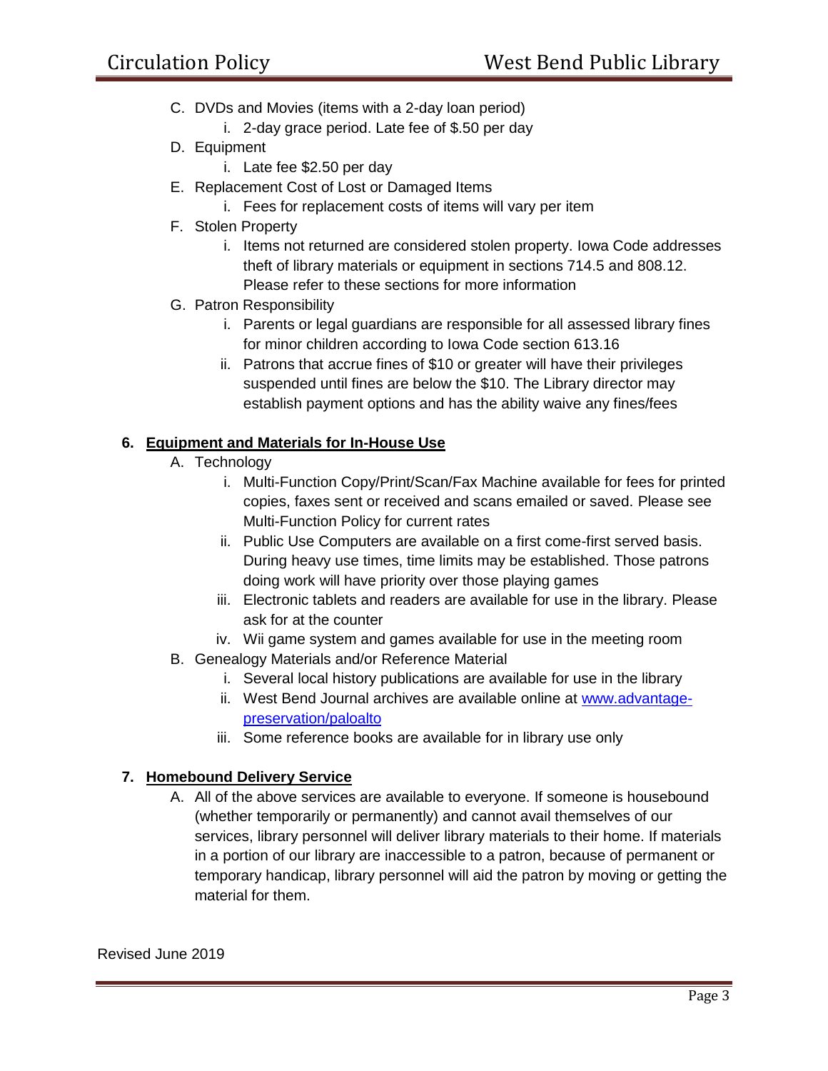C. DVDs and Movies (items with a 2-day loan period)
   i. 2-day grace period. Late fee of $.50 per day

D. Equipment
   i. Late fee $2.50 per day

E. Replacement Cost of Lost or Damaged Items
   i. Fees for replacement costs of items will vary per item

F. Stolen Property
   i. Items not returned are considered stolen property. Iowa Code addresses theft of library materials or equipment in sections 714.5 and 808.12. Please refer to these sections for more information

G. Patron Responsibility
   i. Parents or legal guardians are responsible for all assessed library fines for minor children according to Iowa Code section 613.16
   ii. Patrons that accrue fines of $10 or greater will have their privileges suspended until fines are below the $10. The Library director may establish payment options and has the ability waive any fines/fees

**6. <u>Equipment and Materials for In-House Use</u>**

A. Technology
   i. Multi-Function Copy/Print/Scan/Fax Machine available for fees for printed copies, faxes sent or received and scans emailed or saved. Please see Multi-Function Policy for current rates
   ii. Public Use Computers are available on a first come-first served basis. During heavy use times, time limits may be established. Those patrons doing work will have priority over those playing games
   iii. Electronic tablets and readers are available for use in the library. Please ask for at the counter
   iv. Wii game system and games available for use in the meeting room

B. Genealogy Materials and/or Reference Material
   i. Several local history publications are available for use in the library
   ii. West Bend Journal archives are available online at [www.advantage-preservation/paloalto](www.advantage-preservation/paloalto)
   iii. Some reference books are available for in library use only

**7. <u>Homebound Delivery Service</u>**

A. All of the above services are available to everyone. If someone is housebound (whether temporarily or permanently) and cannot avail themselves of our services, library personnel will deliver library materials to their home. If materials in a portion of our library are inaccessible to a patron, because of permanent or temporary handicap, library personnel will aid the patron by moving or getting the material for them.

Revised June 2019